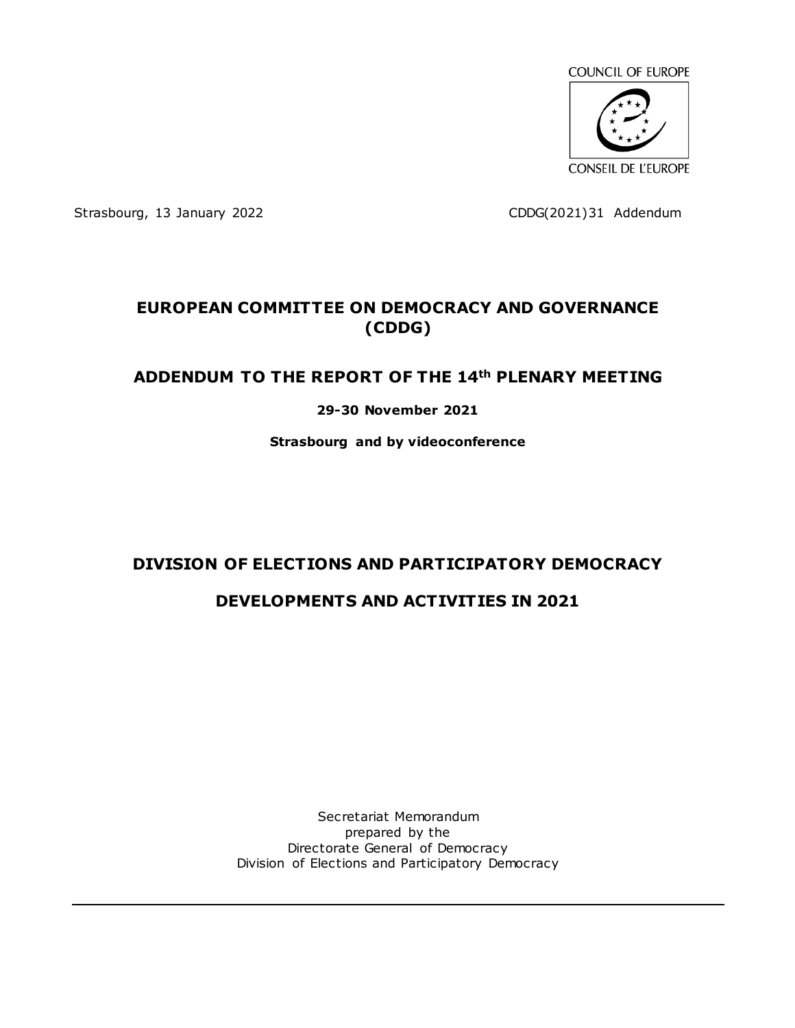COUNCIL OF EUROPE

CONSEIL DE L'EUROPE

Strasbourg, 13 January 2022 CDDG(2021)31 Addendum

# EUROPEAN COMMITTEE ON DEMOCRACY AND GOVERNANCE (CDDG)

## ADDENDUM TO THE REPORT OF THE 14th PLENARY MEETING

**29-30 November 2021**

**Strasbourg and by videoconference**

## DIVISION OF ELECTIONS AND PARTICIPATORY DEMOCRACY

## DEVELOPMENTS AND ACTIVITIES IN 2021

Secretariat Memorandum
prepared by the
Directorate General of Democracy
Division of Elections and Participatory Democracy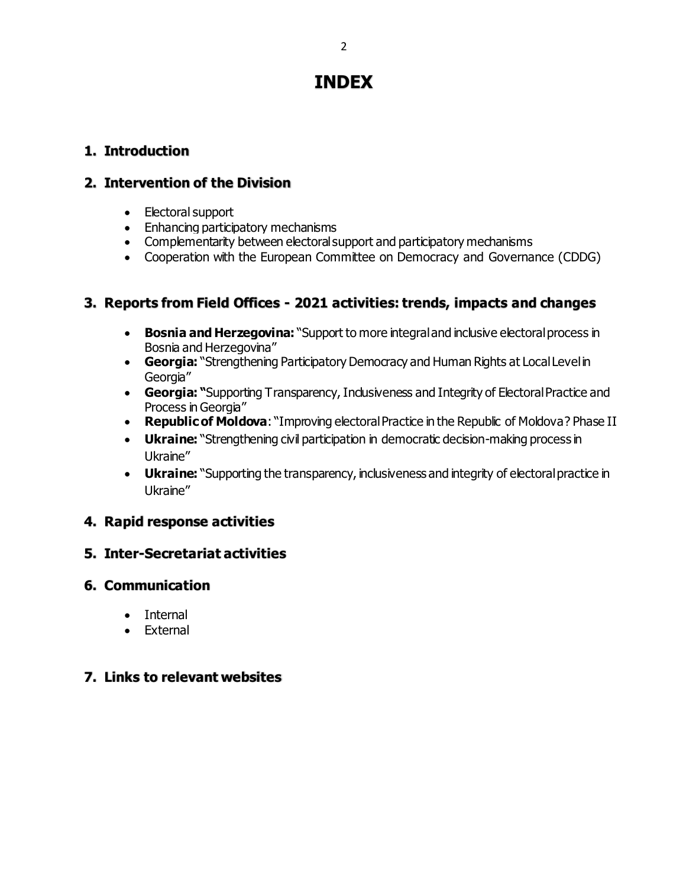# INDEX

## 1. Introduction

## 2. Intervention of the Division

- Electoral support
- Enhancing participatory mechanisms
- Complementarity between electoral support and participatory mechanisms
- Cooperation with the European Committee on Democracy and Governance (CDDG)

## 3. Reports from Field Offices - 2021 activities: trends, impacts and changes

- **Bosnia and Herzegovina:** "Support to more integral and inclusive electoral process in Bosnia and Herzegovina"
- **Georgia:** "Strengthening Participatory Democracy and Human Rights at Local Level in Georgia"
- **Georgia: "**Supporting Transparency, Inclusiveness and Integrity of Electoral Practice and Process in Georgia"
- **Republic of Moldova**: "Improving electoral Practice in the Republic of Moldova? Phase II
- **Ukraine:** "Strengthening civil participation in democratic decision-making process in Ukraine"
- **Ukraine:** "Supporting the transparency, inclusiveness and integrity of electoral practice in Ukraine"

## 4. Rapid response activities

## 5. Inter-Secretariat activities

## 6. Communication

- Internal
- External

## 7. Links to relevant websites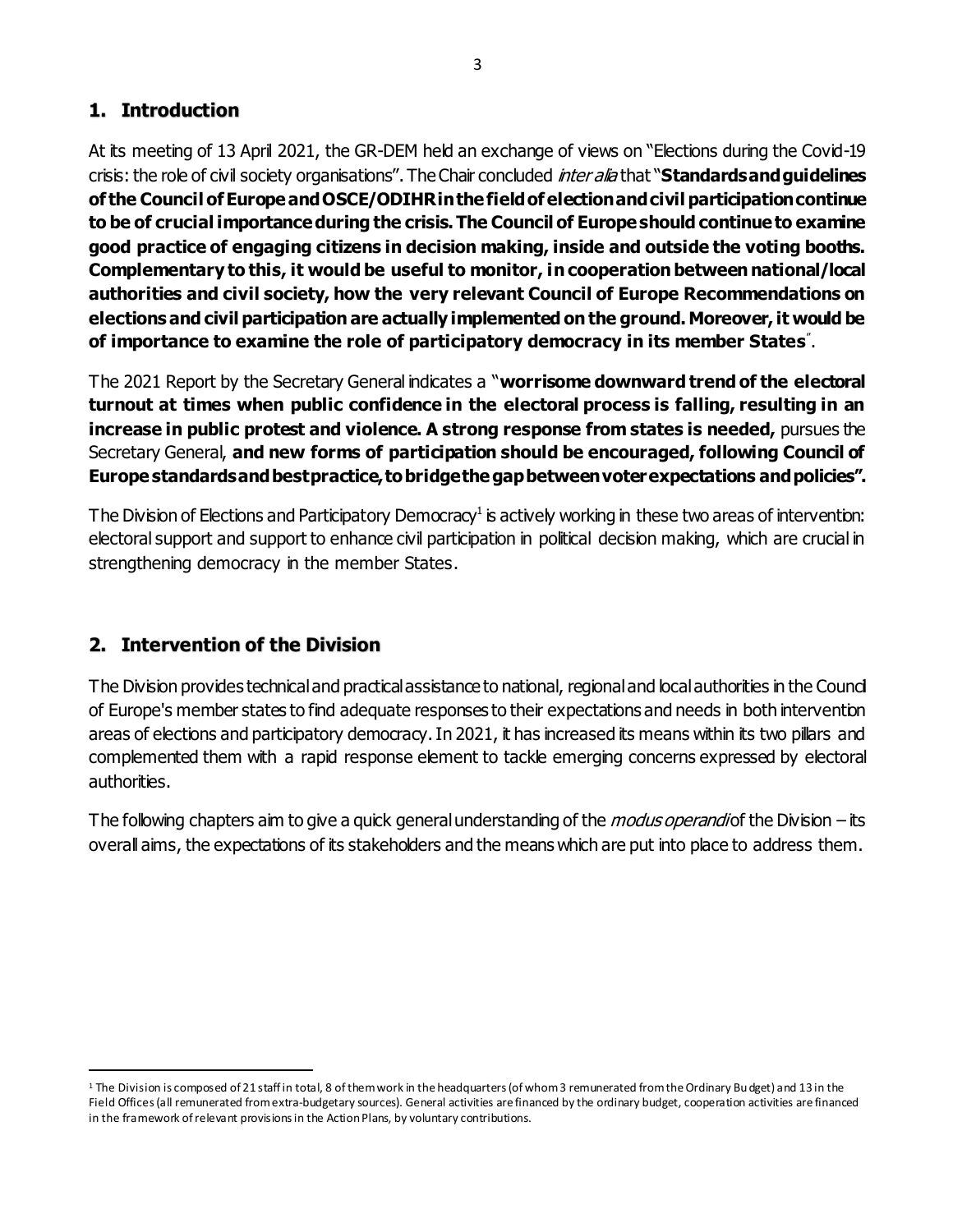## 1. Introduction

At its meeting of 13 April 2021, the GR-DEM held an exchange of views on "Elections during the Covid-19 crisis: the role of civil society organisations". The Chair concluded *inter alia* that "**Standards and guidelines of the Council of Europe and OSCE/ODIHR in the field of election and civil participation continue to be of crucial importance during the crisis. The Council of Europe should continue to examine good practice of engaging citizens in decision making, inside and outside the voting booths. Complementary to this, it would be useful to monitor, in cooperation between national/local authorities and civil society, how the very relevant Council of Europe Recommendations on elections and civil participation are actually implemented on the ground. Moreover, it would be of importance to examine the role of participatory democracy in its member States**".

The 2021 Report by the Secretary General indicates a "**worrisome downward trend of the electoral turnout at times when public confidence in the electoral process is falling, resulting in an increase in public protest and violence. A strong response from states is needed,** pursues the Secretary General, **and new forms of participation should be encouraged, following Council of Europe standards and best practice, to bridge the gap between voter expectations and policies".**

The Division of Elections and Participatory Democracy[1] is actively working in these two areas of intervention: electoral support and support to enhance civil participation in political decision making, which are crucial in strengthening democracy in the member States.

## 2. Intervention of the Division

The Division provides technical and practical assistance to national, regional and local authorities in the Council of Europe's member states to find adequate responses to their expectations and needs in both intervention areas of elections and participatory democracy. In 2021, it has increased its means within its two pillars and complemented them with a rapid response element to tackle emerging concerns expressed by electoral authorities.

The following chapters aim to give a quick general understanding of the *modus operandi* of the Division – its overall aims, the expectations of its stakeholders and the means which are put into place to address them.

[1] The Division is composed of 21 staff in total, 8 of them work in the headquarters (of whom 3 remunerated from the Ordinary Budget) and 13 in the Field Offices (all remunerated from extra-budgetary sources). General activities are financed by the ordinary budget, cooperation activities are financed in the framework of relevant provisions in the Action Plans, by voluntary contributions.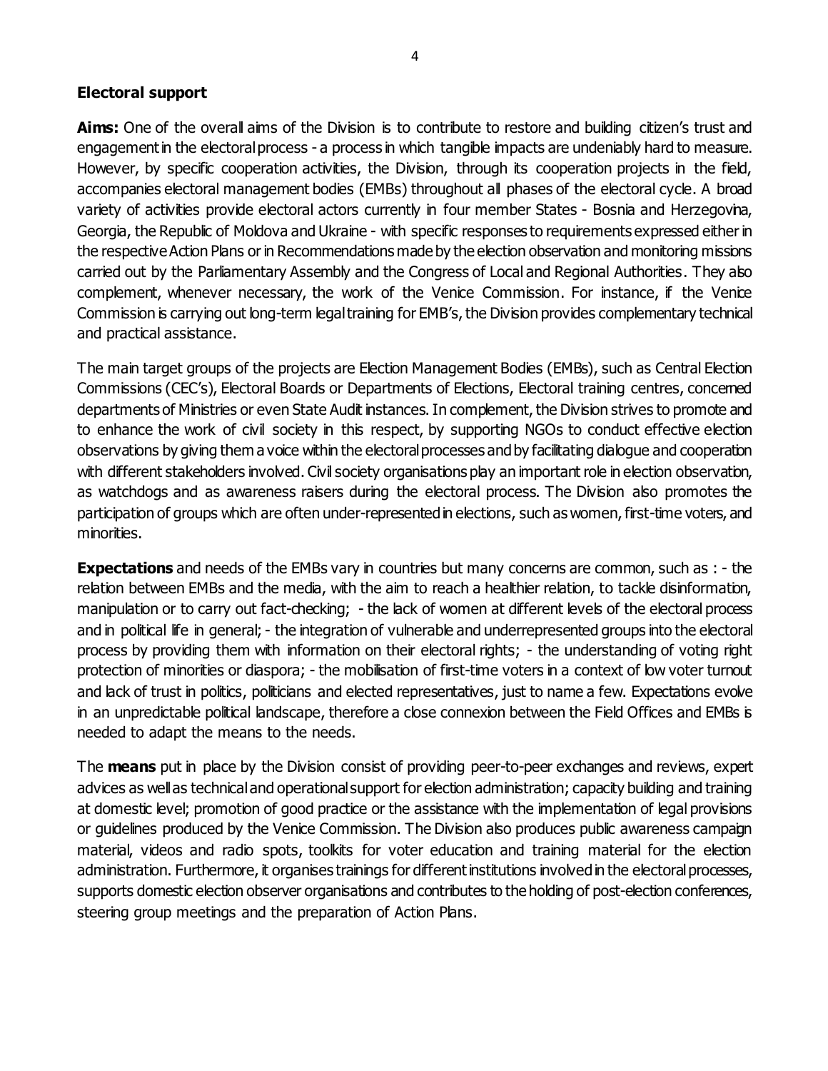## Electoral support

**Aims:** One of the overall aims of the Division is to contribute to restore and building citizen's trust and engagement in the electoral process - a process in which tangible impacts are undeniably hard to measure. However, by specific cooperation activities, the Division, through its cooperation projects in the field, accompanies electoral management bodies (EMBs) throughout all phases of the electoral cycle. A broad variety of activities provide electoral actors currently in four member States - Bosnia and Herzegovina, Georgia, the Republic of Moldova and Ukraine - with specific responses to requirements expressed either in the respective Action Plans or in Recommendations made by the election observation and monitoring missions carried out by the Parliamentary Assembly and the Congress of Local and Regional Authorities. They also complement, whenever necessary, the work of the Venice Commission. For instance, if the Venice Commission is carrying out long-term legal training for EMB's, the Division provides complementary technical and practical assistance.

The main target groups of the projects are Election Management Bodies (EMBs), such as Central Election Commissions (CEC's), Electoral Boards or Departments of Elections, Electoral training centres, concerned departments of Ministries or even State Audit instances. In complement, the Division strives to promote and to enhance the work of civil society in this respect, by supporting NGOs to conduct effective election observations by giving them a voice within the electoral processes and by facilitating dialogue and cooperation with different stakeholders involved. Civil society organisations play an important role in election observation, as watchdogs and as awareness raisers during the electoral process. The Division also promotes the participation of groups which are often under-represented in elections, such as women, first-time voters, and minorities.

**Expectations** and needs of the EMBs vary in countries but many concerns are common, such as : - the relation between EMBs and the media, with the aim to reach a healthier relation, to tackle disinformation, manipulation or to carry out fact-checking; - the lack of women at different levels of the electoral process and in political life in general; - the integration of vulnerable and underrepresented groups into the electoral process by providing them with information on their electoral rights; - the understanding of voting right protection of minorities or diaspora; - the mobilisation of first-time voters in a context of low voter turnout and lack of trust in politics, politicians and elected representatives, just to name a few. Expectations evolve in an unpredictable political landscape, therefore a close connexion between the Field Offices and EMBs is needed to adapt the means to the needs.

The **means** put in place by the Division consist of providing peer-to-peer exchanges and reviews, expert advices as well as technical and operational support for election administration; capacity building and training at domestic level; promotion of good practice or the assistance with the implementation of legal provisions or guidelines produced by the Venice Commission. The Division also produces public awareness campaign material, videos and radio spots, toolkits for voter education and training material for the election administration. Furthermore, it organises trainings for different institutions involved in the electoral processes, supports domestic election observer organisations and contributes to the holding of post-election conferences, steering group meetings and the preparation of Action Plans.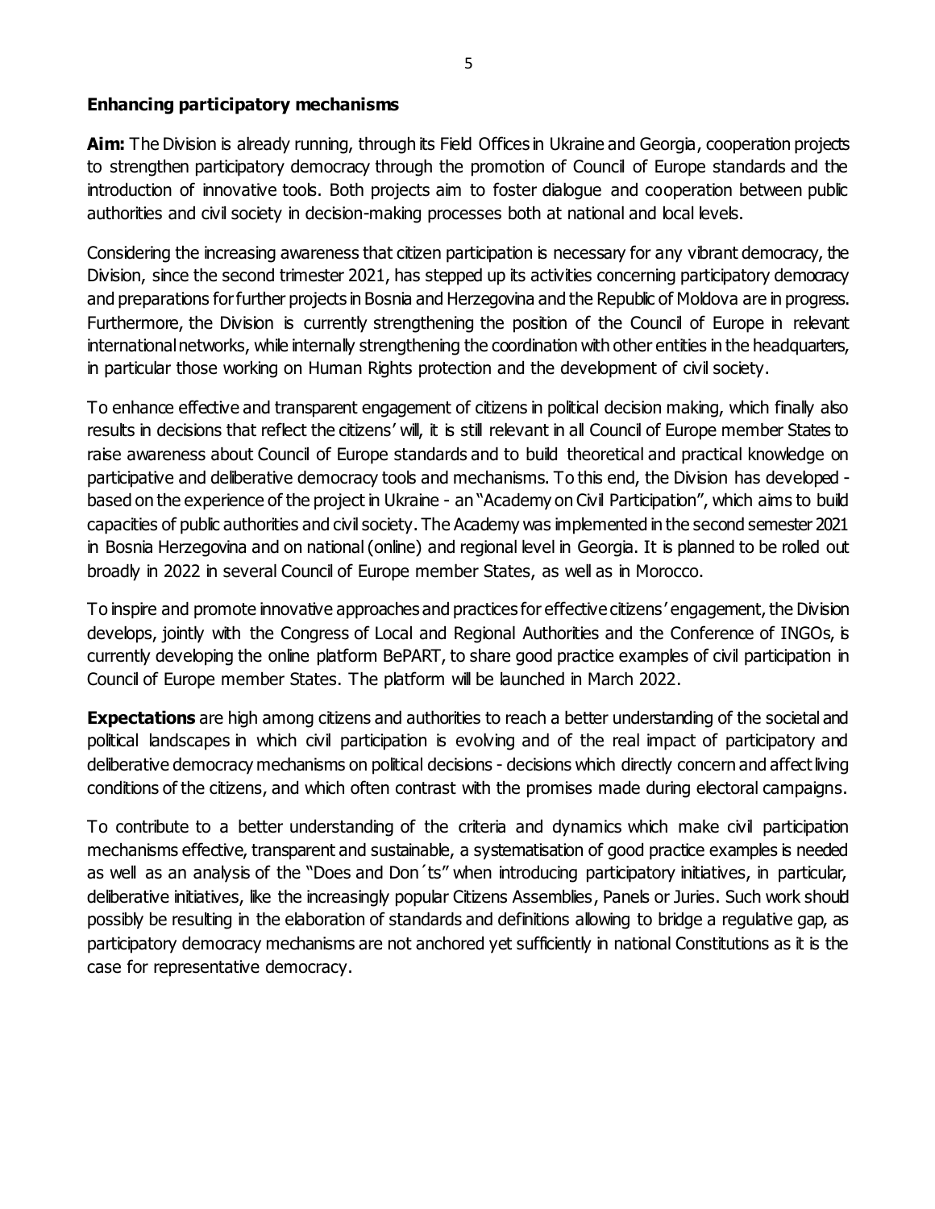**Enhancing participatory mechanisms**

**Aim:** The Division is already running, through its Field Offices in Ukraine and Georgia, cooperation projects to strengthen participatory democracy through the promotion of Council of Europe standards and the introduction of innovative tools. Both projects aim to foster dialogue and cooperation between public authorities and civil society in decision-making processes both at national and local levels.

Considering the increasing awareness that citizen participation is necessary for any vibrant democracy, the Division, since the second trimester 2021, has stepped up its activities concerning participatory democracy and preparations for further projects in Bosnia and Herzegovina and the Republic of Moldova are in progress. Furthermore, the Division is currently strengthening the position of the Council of Europe in relevant international networks, while internally strengthening the coordination with other entities in the headquarters, in particular those working on Human Rights protection and the development of civil society.

To enhance effective and transparent engagement of citizens in political decision making, which finally also results in decisions that reflect the citizens' will, it is still relevant in all Council of Europe member States to raise awareness about Council of Europe standards and to build theoretical and practical knowledge on participative and deliberative democracy tools and mechanisms. To this end, the Division has developed - based on the experience of the project in Ukraine - an "Academy on Civil Participation", which aims to build capacities of public authorities and civil society. The Academy was implemented in the second semester 2021 in Bosnia Herzegovina and on national (online) and regional level in Georgia. It is planned to be rolled out broadly in 2022 in several Council of Europe member States, as well as in Morocco.

To inspire and promote innovative approaches and practices for effective citizens' engagement, the Division develops, jointly with the Congress of Local and Regional Authorities and the Conference of INGOs, is currently developing the online platform BePART, to share good practice examples of civil participation in Council of Europe member States. The platform will be launched in March 2022.

**Expectations** are high among citizens and authorities to reach a better understanding of the societal and political landscapes in which civil participation is evolving and of the real impact of participatory and deliberative democracy mechanisms on political decisions - decisions which directly concern and affect living conditions of the citizens, and which often contrast with the promises made during electoral campaigns.

To contribute to a better understanding of the criteria and dynamics which make civil participation mechanisms effective, transparent and sustainable, a systematisation of good practice examples is needed as well as an analysis of the "Does and Don´ts" when introducing participatory initiatives, in particular, deliberative initiatives, like the increasingly popular Citizens Assemblies, Panels or Juries. Such work should possibly be resulting in the elaboration of standards and definitions allowing to bridge a regulative gap, as participatory democracy mechanisms are not anchored yet sufficiently in national Constitutions as it is the case for representative democracy.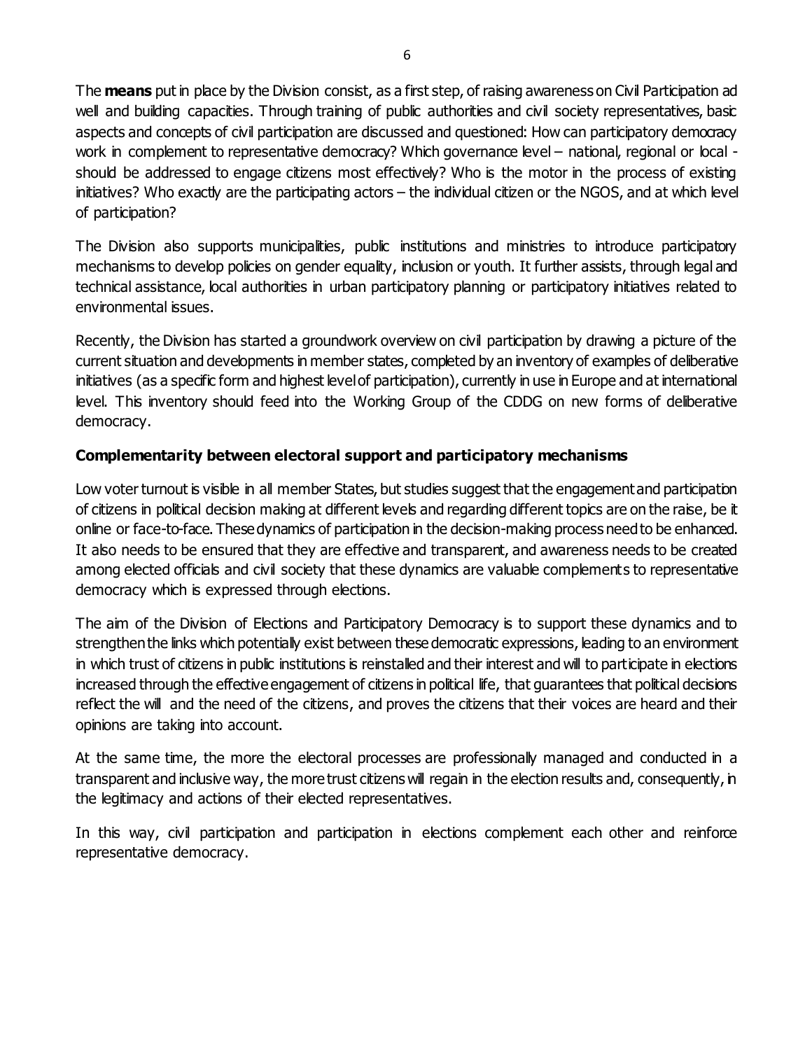The **means** put in place by the Division consist, as a first step, of raising awareness on Civil Participation ad well and building capacities. Through training of public authorities and civil society representatives, basic aspects and concepts of civil participation are discussed and questioned: How can participatory democracy work in complement to representative democracy? Which governance level – national, regional or local - should be addressed to engage citizens most effectively? Who is the motor in the process of existing initiatives? Who exactly are the participating actors – the individual citizen or the NGOS, and at which level of participation?

The Division also supports municipalities, public institutions and ministries to introduce participatory mechanisms to develop policies on gender equality, inclusion or youth. It further assists, through legal and technical assistance, local authorities in urban participatory planning or participatory initiatives related to environmental issues.

Recently, the Division has started a groundwork overview on civil participation by drawing a picture of the current situation and developments in member states, completed by an inventory of examples of deliberative initiatives (as a specific form and highest level of participation), currently in use in Europe and at international level. This inventory should feed into the Working Group of the CDDG on new forms of deliberative democracy.

**Complementarity between electoral support and participatory mechanisms**

Low voter turnout is visible in all member States, but studies suggest that the engagement and participation of citizens in political decision making at different levels and regarding different topics are on the raise, be it online or face-to-face. These dynamics of participation in the decision-making process need to be enhanced. It also needs to be ensured that they are effective and transparent, and awareness needs to be created among elected officials and civil society that these dynamics are valuable complements to representative democracy which is expressed through elections.

The aim of the Division of Elections and Participatory Democracy is to support these dynamics and to strengthen the links which potentially exist between these democratic expressions, leading to an environment in which trust of citizens in public institutions is reinstalled and their interest and will to participate in elections increased through the effective engagement of citizens in political life, that guarantees that political decisions reflect the will and the need of the citizens, and proves the citizens that their voices are heard and their opinions are taking into account.

At the same time, the more the electoral processes are professionally managed and conducted in a transparent and inclusive way, the more trust citizens will regain in the election results and, consequently, in the legitimacy and actions of their elected representatives.

In this way, civil participation and participation in elections complement each other and reinforce representative democracy.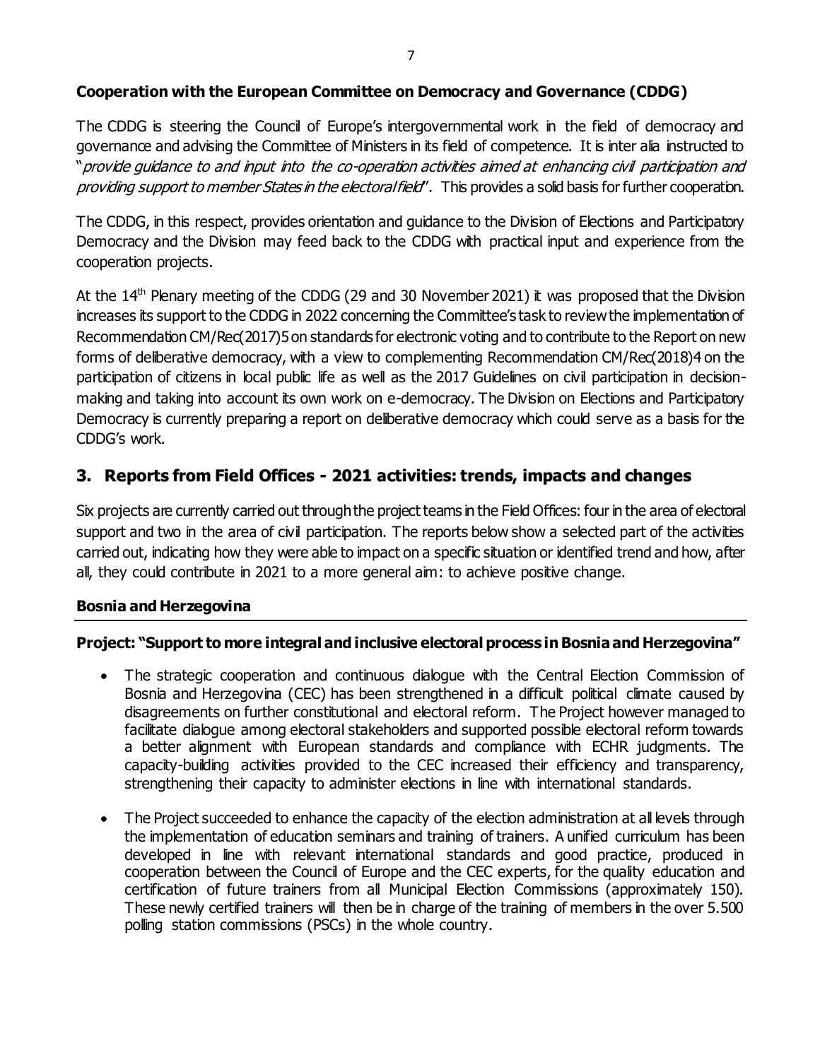**Cooperation with the European Committee on Democracy and Governance (CDDG)**

The CDDG is steering the Council of Europe's intergovernmental work in the field of democracy and governance and advising the Committee of Ministers in its field of competence. It is inter alia instructed to "*provide guidance to and input into the co-operation activities aimed at enhancing civil participation and providing support to member States in the electoral field*". This provides a solid basis for further cooperation.

The CDDG, in this respect, provides orientation and guidance to the Division of Elections and Participatory Democracy and the Division may feed back to the CDDG with practical input and experience from the cooperation projects.

At the 14th Plenary meeting of the CDDG (29 and 30 November 2021) it was proposed that the Division increases its support to the CDDG in 2022 concerning the Committee's task to review the implementation of Recommendation CM/Rec(2017)5 on standards for electronic voting and to contribute to the Report on new forms of deliberative democracy, with a view to complementing Recommendation CM/Rec(2018)4 on the participation of citizens in local public life as well as the 2017 Guidelines on civil participation in decision-making and taking into account its own work on e-democracy. The Division on Elections and Participatory Democracy is currently preparing a report on deliberative democracy which could serve as a basis for the CDDG's work.

## 3. Reports from Field Offices - 2021 activities: trends, impacts and changes

Six projects are currently carried out through the project teams in the Field Offices: four in the area of electoral support and two in the area of civil participation. The reports below show a selected part of the activities carried out, indicating how they were able to impact on a specific situation or identified trend and how, after all, they could contribute in 2021 to a more general aim: to achieve positive change.

### Bosnia and Herzegovina

**Project: "Support to more integral and inclusive electoral process in Bosnia and Herzegovina"**

- The strategic cooperation and continuous dialogue with the Central Election Commission of Bosnia and Herzegovina (CEC) has been strengthened in a difficult political climate caused by disagreements on further constitutional and electoral reform. The Project however managed to facilitate dialogue among electoral stakeholders and supported possible electoral reform towards a better alignment with European standards and compliance with ECHR judgments. The capacity-building activities provided to the CEC increased their efficiency and transparency, strengthening their capacity to administer elections in line with international standards.

- The Project succeeded to enhance the capacity of the election administration at all levels through the implementation of education seminars and training of trainers. A unified curriculum has been developed in line with relevant international standards and good practice, produced in cooperation between the Council of Europe and the CEC experts, for the quality education and certification of future trainers from all Municipal Election Commissions (approximately 150). These newly certified trainers will then be in charge of the training of members in the over 5.500 polling station commissions (PSCs) in the whole country.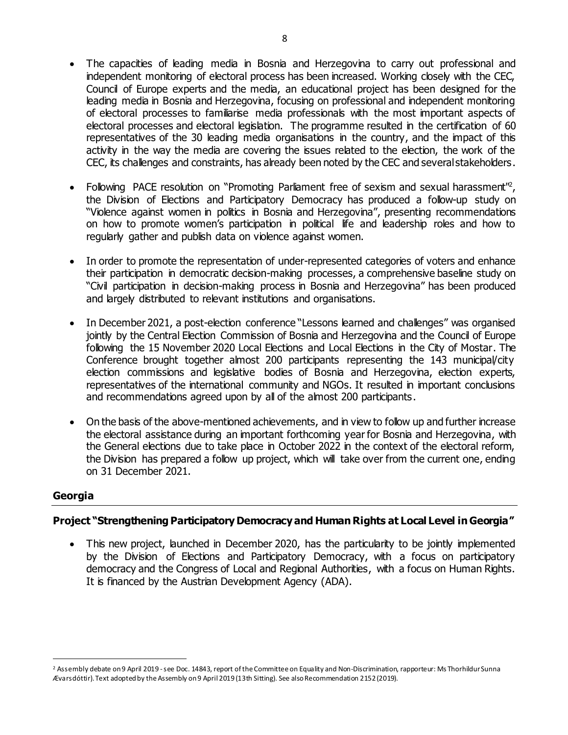- The capacities of leading media in Bosnia and Herzegovina to carry out professional and independent monitoring of electoral process has been increased. Working closely with the CEC, Council of Europe experts and the media, an educational project has been designed for the leading media in Bosnia and Herzegovina, focusing on professional and independent monitoring of electoral processes to familiarise media professionals with the most important aspects of electoral processes and electoral legislation. The programme resulted in the certification of 60 representatives of the 30 leading media organisations in the country, and the impact of this activity in the way the media are covering the issues related to the election, the work of the CEC, its challenges and constraints, has already been noted by the CEC and several stakeholders.

- Following PACE resolution on "Promoting Parliament free of sexism and sexual harassment"[2], the Division of Elections and Participatory Democracy has produced a follow-up study on "Violence against women in politics in Bosnia and Herzegovina", presenting recommendations on how to promote women's participation in political life and leadership roles and how to regularly gather and publish data on violence against women.

- In order to promote the representation of under-represented categories of voters and enhance their participation in democratic decision-making processes, a comprehensive baseline study on "Civil participation in decision-making process in Bosnia and Herzegovina" has been produced and largely distributed to relevant institutions and organisations.

- In December 2021, a post-election conference "Lessons learned and challenges" was organised jointly by the Central Election Commission of Bosnia and Herzegovina and the Council of Europe following the 15 November 2020 Local Elections and Local Elections in the City of Mostar. The Conference brought together almost 200 participants representing the 143 municipal/city election commissions and legislative bodies of Bosnia and Herzegovina, election experts, representatives of the international community and NGOs. It resulted in important conclusions and recommendations agreed upon by all of the almost 200 participants.

- On the basis of the above-mentioned achievements, and in view to follow up and further increase the electoral assistance during an important forthcoming year for Bosnia and Herzegovina, with the General elections due to take place in October 2022 in the context of the electoral reform, the Division has prepared a follow up project, which will take over from the current one, ending on 31 December 2021.

## Georgia

### Project "Strengthening Participatory Democracy and Human Rights at Local Level in Georgia"

- This new project, launched in December 2020, has the particularity to be jointly implemented by the Division of Elections and Participatory Democracy, with a focus on participatory democracy and the Congress of Local and Regional Authorities, with a focus on Human Rights. It is financed by the Austrian Development Agency (ADA).

---

[2] Assembly debate on 9 April 2019 - see Doc. 14843, report of the Committee on Equality and Non-Discrimination, rapporteur: Ms Thorhildur Sunna Ævarsdóttir). Text adopted by the Assembly on 9 April 2019 (13th Sitting). See also Recommendation 2152 (2019).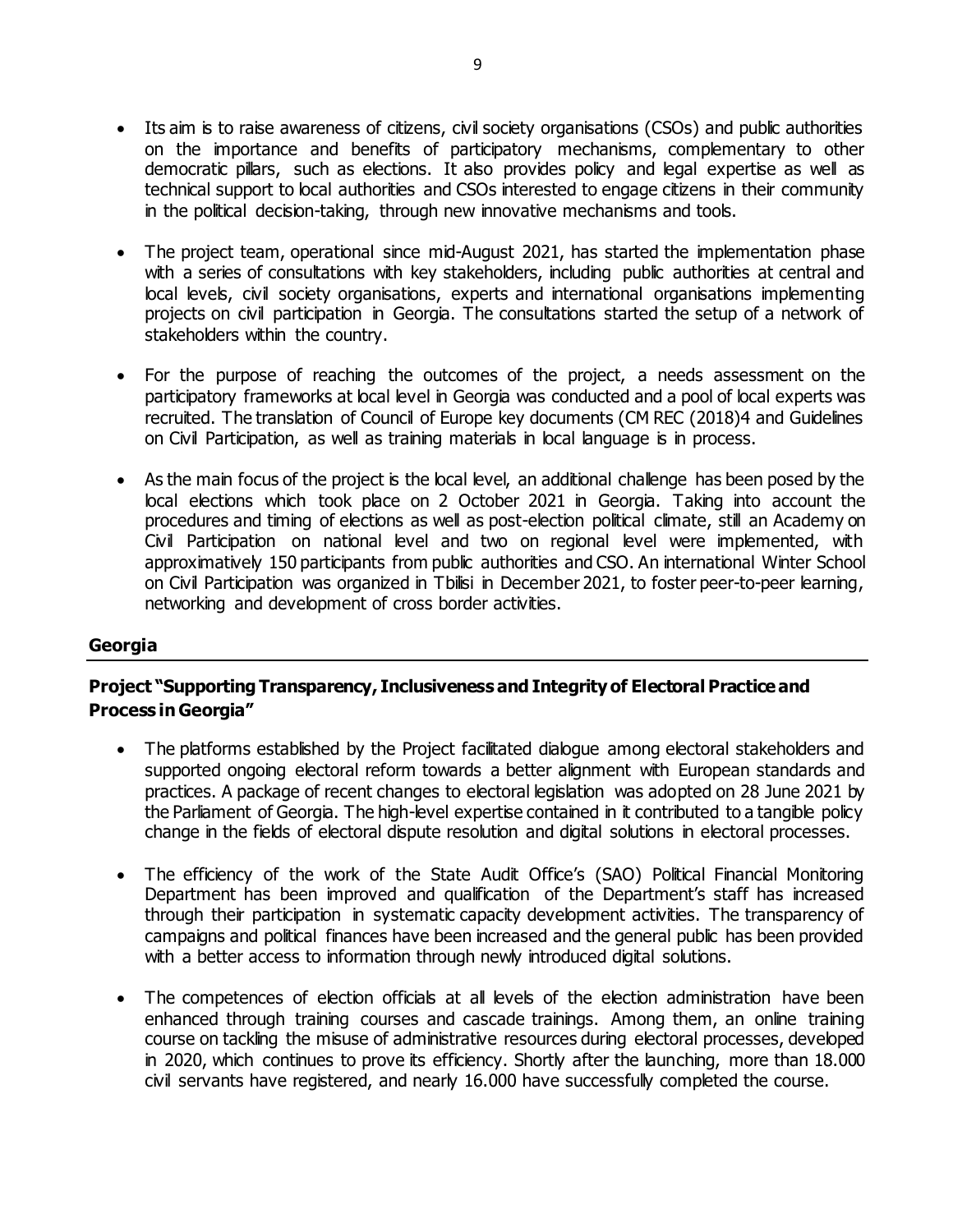- Its aim is to raise awareness of citizens, civil society organisations (CSOs) and public authorities on the importance and benefits of participatory mechanisms, complementary to other democratic pillars, such as elections. It also provides policy and legal expertise as well as technical support to local authorities and CSOs interested to engage citizens in their community in the political decision-taking, through new innovative mechanisms and tools.

- The project team, operational since mid-August 2021, has started the implementation phase with a series of consultations with key stakeholders, including public authorities at central and local levels, civil society organisations, experts and international organisations implementing projects on civil participation in Georgia. The consultations started the setup of a network of stakeholders within the country.

- For the purpose of reaching the outcomes of the project, a needs assessment on the participatory frameworks at local level in Georgia was conducted and a pool of local experts was recruited. The translation of Council of Europe key documents (CM REC (2018)4 and Guidelines on Civil Participation, as well as training materials in local language is in process.

- As the main focus of the project is the local level, an additional challenge has been posed by the local elections which took place on 2 October 2021 in Georgia. Taking into account the procedures and timing of elections as well as post-election political climate, still an Academy on Civil Participation on national level and two on regional level were implemented, with approximatively 150 participants from public authorities and CSO. An international Winter School on Civil Participation was organized in Tbilisi in December 2021, to foster peer-to-peer learning, networking and development of cross border activities.

## Georgia

### Project "Supporting Transparency, Inclusiveness and Integrity of Electoral Practice and Process in Georgia"

- The platforms established by the Project facilitated dialogue among electoral stakeholders and supported ongoing electoral reform towards a better alignment with European standards and practices. A package of recent changes to electoral legislation was adopted on 28 June 2021 by the Parliament of Georgia. The high-level expertise contained in it contributed to a tangible policy change in the fields of electoral dispute resolution and digital solutions in electoral processes.

- The efficiency of the work of the State Audit Office's (SAO) Political Financial Monitoring Department has been improved and qualification of the Department's staff has increased through their participation in systematic capacity development activities. The transparency of campaigns and political finances have been increased and the general public has been provided with a better access to information through newly introduced digital solutions.

- The competences of election officials at all levels of the election administration have been enhanced through training courses and cascade trainings. Among them, an online training course on tackling the misuse of administrative resources during electoral processes, developed in 2020, which continues to prove its efficiency. Shortly after the launching, more than 18.000 civil servants have registered, and nearly 16.000 have successfully completed the course.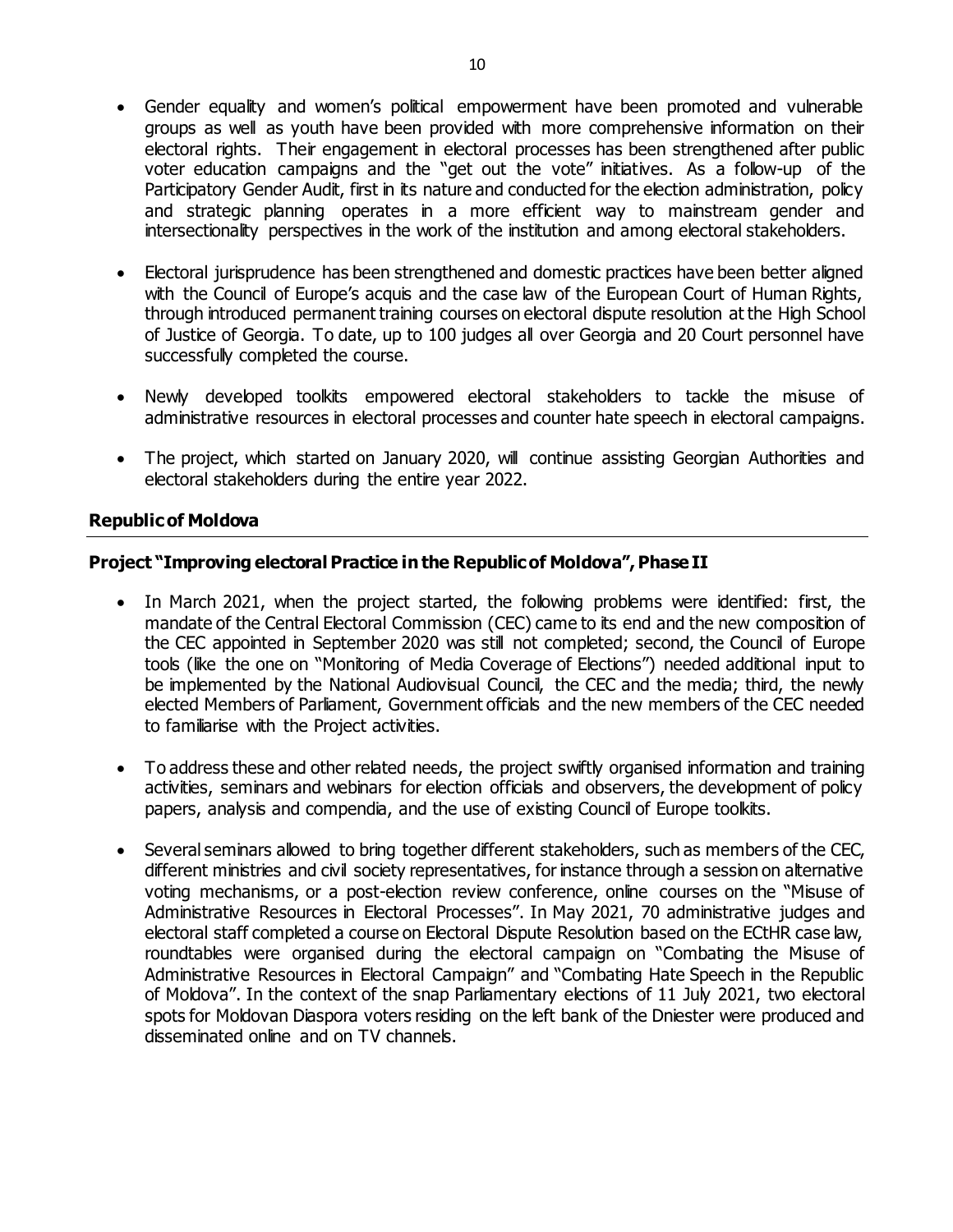- Gender equality and women's political empowerment have been promoted and vulnerable groups as well as youth have been provided with more comprehensive information on their electoral rights. Their engagement in electoral processes has been strengthened after public voter education campaigns and the "get out the vote" initiatives. As a follow-up of the Participatory Gender Audit, first in its nature and conducted for the election administration, policy and strategic planning operates in a more efficient way to mainstream gender and intersectionality perspectives in the work of the institution and among electoral stakeholders.

- Electoral jurisprudence has been strengthened and domestic practices have been better aligned with the Council of Europe's acquis and the case law of the European Court of Human Rights, through introduced permanent training courses on electoral dispute resolution at the High School of Justice of Georgia. To date, up to 100 judges all over Georgia and 20 Court personnel have successfully completed the course.

- Newly developed toolkits empowered electoral stakeholders to tackle the misuse of administrative resources in electoral processes and counter hate speech in electoral campaigns.

- The project, which started on January 2020, will continue assisting Georgian Authorities and electoral stakeholders during the entire year 2022.

## Republic of Moldova

### Project "Improving electoral Practice in the Republic of Moldova", Phase II

- In March 2021, when the project started, the following problems were identified: first, the mandate of the Central Electoral Commission (CEC) came to its end and the new composition of the CEC appointed in September 2020 was still not completed; second, the Council of Europe tools (like the one on "Monitoring of Media Coverage of Elections") needed additional input to be implemented by the National Audiovisual Council, the CEC and the media; third, the newly elected Members of Parliament, Government officials and the new members of the CEC needed to familiarise with the Project activities.

- To address these and other related needs, the project swiftly organised information and training activities, seminars and webinars for election officials and observers, the development of policy papers, analysis and compendia, and the use of existing Council of Europe toolkits.

- Several seminars allowed to bring together different stakeholders, such as members of the CEC, different ministries and civil society representatives, for instance through a session on alternative voting mechanisms, or a post-election review conference, online courses on the "Misuse of Administrative Resources in Electoral Processes". In May 2021, 70 administrative judges and electoral staff completed a course on Electoral Dispute Resolution based on the ECtHR case law, roundtables were organised during the electoral campaign on "Combating the Misuse of Administrative Resources in Electoral Campaign" and "Combating Hate Speech in the Republic of Moldova". In the context of the snap Parliamentary elections of 11 July 2021, two electoral spots for Moldovan Diaspora voters residing on the left bank of the Dniester were produced and disseminated online and on TV channels.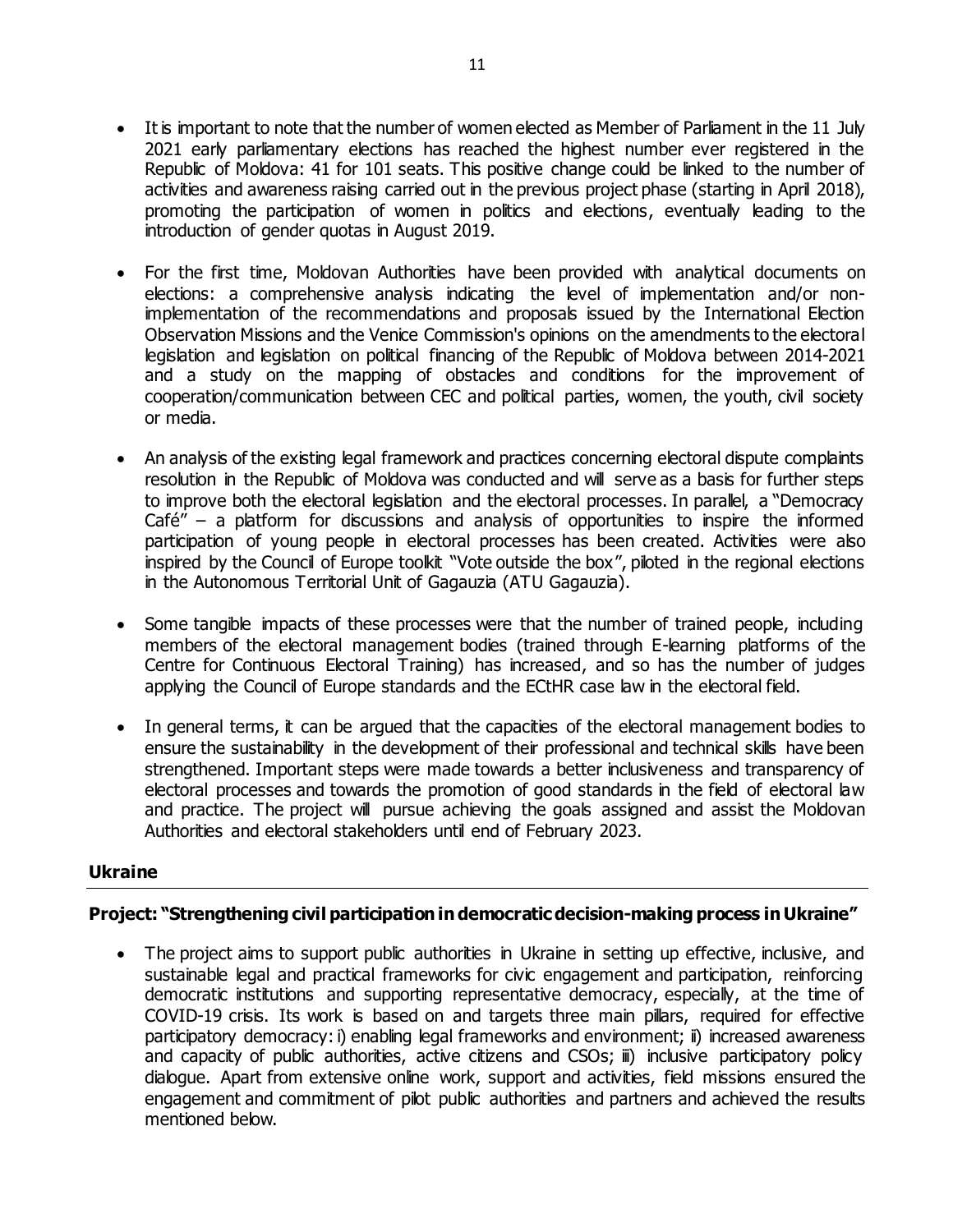- It is important to note that the number of women elected as Member of Parliament in the 11 July 2021 early parliamentary elections has reached the highest number ever registered in the Republic of Moldova: 41 for 101 seats. This positive change could be linked to the number of activities and awareness raising carried out in the previous project phase (starting in April 2018), promoting the participation of women in politics and elections, eventually leading to the introduction of gender quotas in August 2019.

- For the first time, Moldovan Authorities have been provided with analytical documents on elections: a comprehensive analysis indicating the level of implementation and/or non-implementation of the recommendations and proposals issued by the International Election Observation Missions and the Venice Commission's opinions on the amendments to the electoral legislation and legislation on political financing of the Republic of Moldova between 2014-2021 and a study on the mapping of obstacles and conditions for the improvement of cooperation/communication between CEC and political parties, women, the youth, civil society or media.

- An analysis of the existing legal framework and practices concerning electoral dispute complaints resolution in the Republic of Moldova was conducted and will serve as a basis for further steps to improve both the electoral legislation and the electoral processes. In parallel, a "Democracy Café" – a platform for discussions and analysis of opportunities to inspire the informed participation of young people in electoral processes has been created. Activities were also inspired by the Council of Europe toolkit "Vote outside the box", piloted in the regional elections in the Autonomous Territorial Unit of Gagauzia (ATU Gagauzia).

- Some tangible impacts of these processes were that the number of trained people, including members of the electoral management bodies (trained through E-learning platforms of the Centre for Continuous Electoral Training) has increased, and so has the number of judges applying the Council of Europe standards and the ECtHR case law in the electoral field.

- In general terms, it can be argued that the capacities of the electoral management bodies to ensure the sustainability in the development of their professional and technical skills have been strengthened. Important steps were made towards a better inclusiveness and transparency of electoral processes and towards the promotion of good standards in the field of electoral law and practice. The project will pursue achieving the goals assigned and assist the Moldovan Authorities and electoral stakeholders until end of February 2023.

## Ukraine

### Project: "Strengthening civil participation in democratic decision-making process in Ukraine"

- The project aims to support public authorities in Ukraine in setting up effective, inclusive, and sustainable legal and practical frameworks for civic engagement and participation, reinforcing democratic institutions and supporting representative democracy, especially, at the time of COVID-19 crisis. Its work is based on and targets three main pillars, required for effective participatory democracy: i) enabling legal frameworks and environment; ii) increased awareness and capacity of public authorities, active citizens and CSOs; iii) inclusive participatory policy dialogue. Apart from extensive online work, support and activities, field missions ensured the engagement and commitment of pilot public authorities and partners and achieved the results mentioned below.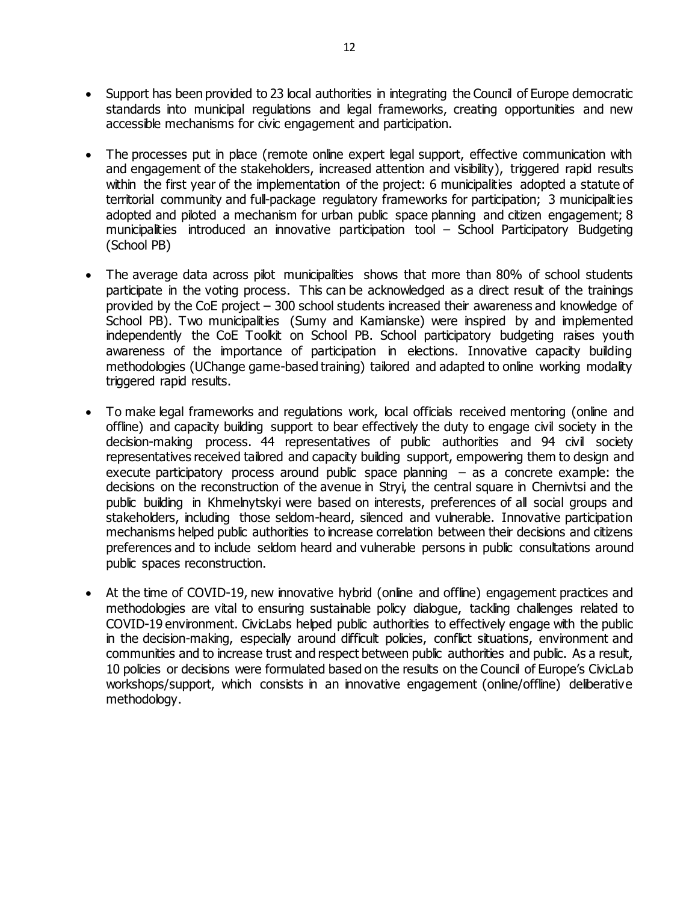- Support has been provided to 23 local authorities in integrating the Council of Europe democratic standards into municipal regulations and legal frameworks, creating opportunities and new accessible mechanisms for civic engagement and participation.

- The processes put in place (remote online expert legal support, effective communication with and engagement of the stakeholders, increased attention and visibility), triggered rapid results within the first year of the implementation of the project: 6 municipalities adopted a statute of territorial community and full-package regulatory frameworks for participation; 3 municipalities adopted and piloted a mechanism for urban public space planning and citizen engagement; 8 municipalities introduced an innovative participation tool – School Participatory Budgeting (School PB)

- The average data across pilot municipalities shows that more than 80% of school students participate in the voting process. This can be acknowledged as a direct result of the trainings provided by the CoE project – 300 school students increased their awareness and knowledge of School PB). Two municipalities (Sumy and Kamianske) were inspired by and implemented independently the CoE Toolkit on School PB. School participatory budgeting raises youth awareness of the importance of participation in elections. Innovative capacity building methodologies (UChange game-based training) tailored and adapted to online working modality triggered rapid results.

- To make legal frameworks and regulations work, local officials received mentoring (online and offline) and capacity building support to bear effectively the duty to engage civil society in the decision-making process. 44 representatives of public authorities and 94 civil society representatives received tailored and capacity building support, empowering them to design and execute participatory process around public space planning – as a concrete example: the decisions on the reconstruction of the avenue in Stryi, the central square in Chernivtsi and the public building in Khmelnytskyi were based on interests, preferences of all social groups and stakeholders, including those seldom-heard, silenced and vulnerable. Innovative participation mechanisms helped public authorities to increase correlation between their decisions and citizens preferences and to include seldom heard and vulnerable persons in public consultations around public spaces reconstruction.

- At the time of COVID-19, new innovative hybrid (online and offline) engagement practices and methodologies are vital to ensuring sustainable policy dialogue, tackling challenges related to COVID-19 environment. CivicLabs helped public authorities to effectively engage with the public in the decision-making, especially around difficult policies, conflict situations, environment and communities and to increase trust and respect between public authorities and public. As a result, 10 policies or decisions were formulated based on the results on the Council of Europe's CivicLab workshops/support, which consists in an innovative engagement (online/offline) deliberative methodology.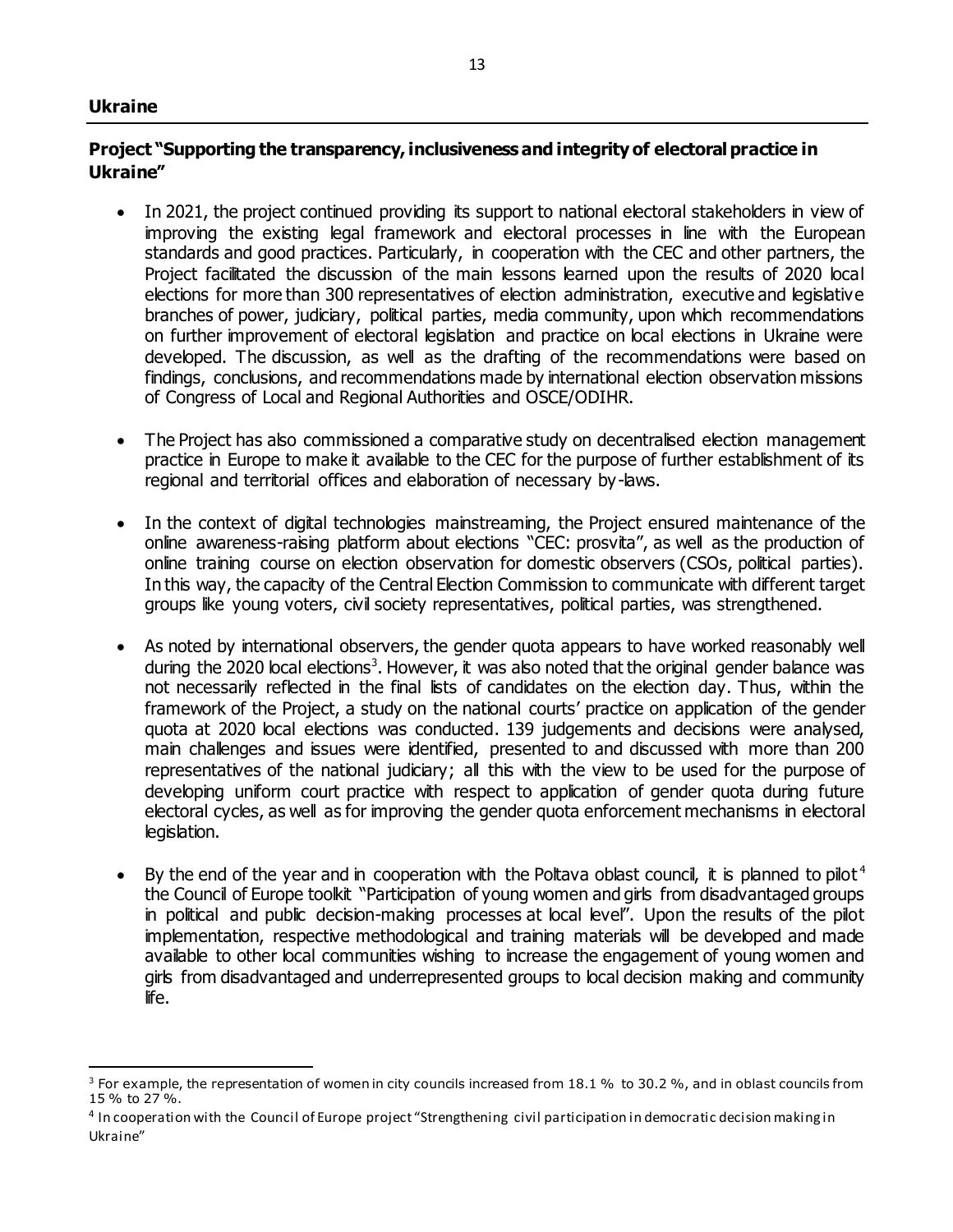## Ukraine

### Project "Supporting the transparency, inclusiveness and integrity of electoral practice in Ukraine"

- In 2021, the project continued providing its support to national electoral stakeholders in view of improving the existing legal framework and electoral processes in line with the European standards and good practices. Particularly, in cooperation with the CEC and other partners, the Project facilitated the discussion of the main lessons learned upon the results of 2020 local elections for more than 300 representatives of election administration, executive and legislative branches of power, judiciary, political parties, media community, upon which recommendations on further improvement of electoral legislation and practice on local elections in Ukraine were developed. The discussion, as well as the drafting of the recommendations were based on findings, conclusions, and recommendations made by international election observation missions of Congress of Local and Regional Authorities and OSCE/ODIHR.

- The Project has also commissioned a comparative study on decentralised election management practice in Europe to make it available to the CEC for the purpose of further establishment of its regional and territorial offices and elaboration of necessary by-laws.

- In the context of digital technologies mainstreaming, the Project ensured maintenance of the online awareness-raising platform about elections "CEC: prosvita", as well as the production of online training course on election observation for domestic observers (CSOs, political parties). In this way, the capacity of the Central Election Commission to communicate with different target groups like young voters, civil society representatives, political parties, was strengthened.

- As noted by international observers, the gender quota appears to have worked reasonably well during the 2020 local elections[3]. However, it was also noted that the original gender balance was not necessarily reflected in the final lists of candidates on the election day. Thus, within the framework of the Project, a study on the national courts' practice on application of the gender quota at 2020 local elections was conducted. 139 judgements and decisions were analysed, main challenges and issues were identified, presented to and discussed with more than 200 representatives of the national judiciary; all this with the view to be used for the purpose of developing uniform court practice with respect to application of gender quota during future electoral cycles, as well as for improving the gender quota enforcement mechanisms in electoral legislation.

- By the end of the year and in cooperation with the Poltava oblast council, it is planned to pilot[4] the Council of Europe toolkit "Participation of young women and girls from disadvantaged groups in political and public decision-making processes at local level". Upon the results of the pilot implementation, respective methodological and training materials will be developed and made available to other local communities wishing to increase the engagement of young women and girls from disadvantaged and underrepresented groups to local decision making and community life.

---

[3] For example, the representation of women in city councils increased from 18.1 % to 30.2 %, and in oblast councils from 15 % to 27 %.

[4] In cooperation with the Council of Europe project "Strengthening civil participation in democratic decision making in Ukraine"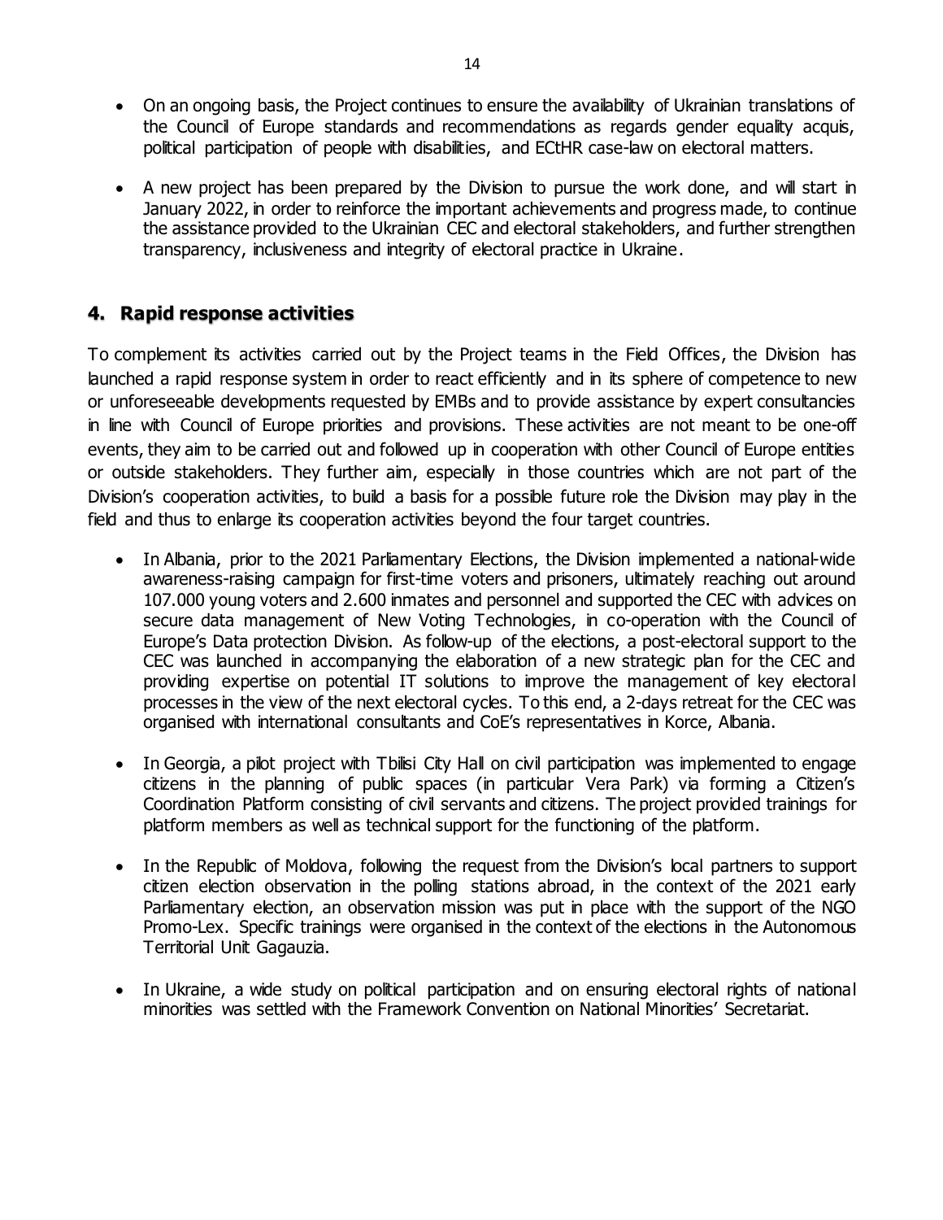- On an ongoing basis, the Project continues to ensure the availability of Ukrainian translations of the Council of Europe standards and recommendations as regards gender equality acquis, political participation of people with disabilities, and ECtHR case-law on electoral matters.

- A new project has been prepared by the Division to pursue the work done, and will start in January 2022, in order to reinforce the important achievements and progress made, to continue the assistance provided to the Ukrainian CEC and electoral stakeholders, and further strengthen transparency, inclusiveness and integrity of electoral practice in Ukraine.

## 4. Rapid response activities

To complement its activities carried out by the Project teams in the Field Offices, the Division has launched a rapid response system in order to react efficiently and in its sphere of competence to new or unforeseeable developments requested by EMBs and to provide assistance by expert consultancies in line with Council of Europe priorities and provisions. These activities are not meant to be one-off events, they aim to be carried out and followed up in cooperation with other Council of Europe entities or outside stakeholders. They further aim, especially in those countries which are not part of the Division's cooperation activities, to build a basis for a possible future role the Division may play in the field and thus to enlarge its cooperation activities beyond the four target countries.

- In Albania, prior to the 2021 Parliamentary Elections, the Division implemented a national-wide awareness-raising campaign for first-time voters and prisoners, ultimately reaching out around 107.000 young voters and 2.600 inmates and personnel and supported the CEC with advices on secure data management of New Voting Technologies, in co-operation with the Council of Europe's Data protection Division. As follow-up of the elections, a post-electoral support to the CEC was launched in accompanying the elaboration of a new strategic plan for the CEC and providing expertise on potential IT solutions to improve the management of key electoral processes in the view of the next electoral cycles. To this end, a 2-days retreat for the CEC was organised with international consultants and CoE's representatives in Korce, Albania.

- In Georgia, a pilot project with Tbilisi City Hall on civil participation was implemented to engage citizens in the planning of public spaces (in particular Vera Park) via forming a Citizen's Coordination Platform consisting of civil servants and citizens. The project provided trainings for platform members as well as technical support for the functioning of the platform.

- In the Republic of Moldova, following the request from the Division's local partners to support citizen election observation in the polling stations abroad, in the context of the 2021 early Parliamentary election, an observation mission was put in place with the support of the NGO Promo-Lex. Specific trainings were organised in the context of the elections in the Autonomous Territorial Unit Gagauzia.

- In Ukraine, a wide study on political participation and on ensuring electoral rights of national minorities was settled with the Framework Convention on National Minorities' Secretariat.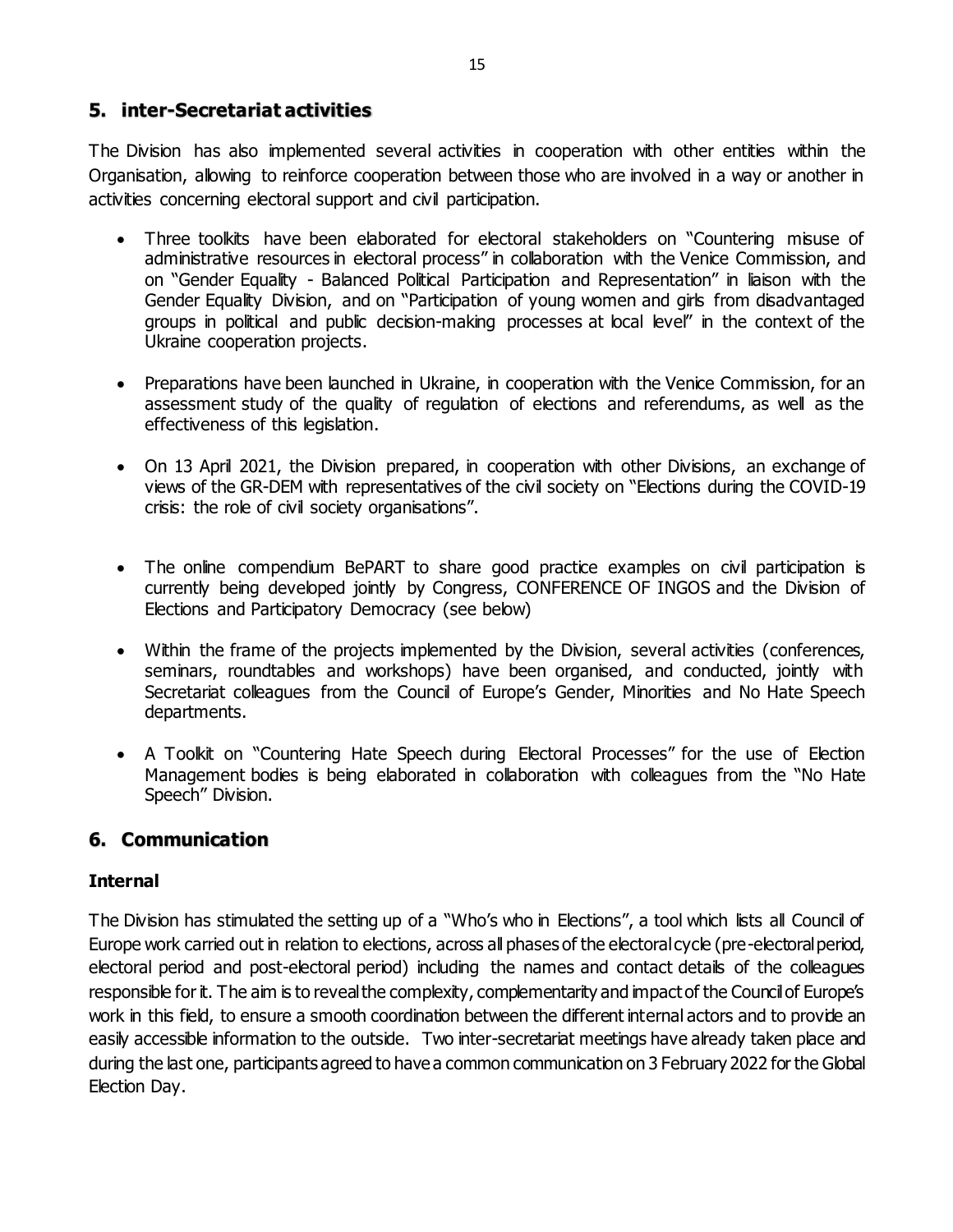## 5. inter-Secretariat activities

The Division has also implemented several activities in cooperation with other entities within the Organisation, allowing to reinforce cooperation between those who are involved in a way or another in activities concerning electoral support and civil participation.

- Three toolkits have been elaborated for electoral stakeholders on "Countering misuse of administrative resources in electoral process" in collaboration with the Venice Commission, and on "Gender Equality - Balanced Political Participation and Representation" in liaison with the Gender Equality Division, and on "Participation of young women and girls from disadvantaged groups in political and public decision-making processes at local level" in the context of the Ukraine cooperation projects.

- Preparations have been launched in Ukraine, in cooperation with the Venice Commission, for an assessment study of the quality of regulation of elections and referendums, as well as the effectiveness of this legislation.

- On 13 April 2021, the Division prepared, in cooperation with other Divisions, an exchange of views of the GR-DEM with representatives of the civil society on "Elections during the COVID-19 crisis: the role of civil society organisations".

- The online compendium BePART to share good practice examples on civil participation is currently being developed jointly by Congress, CONFERENCE OF INGOS and the Division of Elections and Participatory Democracy (see below)

- Within the frame of the projects implemented by the Division, several activities (conferences, seminars, roundtables and workshops) have been organised, and conducted, jointly with Secretariat colleagues from the Council of Europe's Gender, Minorities and No Hate Speech departments.

- A Toolkit on "Countering Hate Speech during Electoral Processes" for the use of Election Management bodies is being elaborated in collaboration with colleagues from the "No Hate Speech" Division.

## 6. Communication

### Internal

The Division has stimulated the setting up of a "Who's who in Elections", a tool which lists all Council of Europe work carried out in relation to elections, across all phases of the electoral cycle (pre-electoral period, electoral period and post-electoral period) including the names and contact details of the colleagues responsible for it. The aim is to reveal the complexity, complementarity and impact of the Council of Europe's work in this field, to ensure a smooth coordination between the different internal actors and to provide an easily accessible information to the outside. Two inter-secretariat meetings have already taken place and during the last one, participants agreed to have a common communication on 3 February 2022 for the Global Election Day.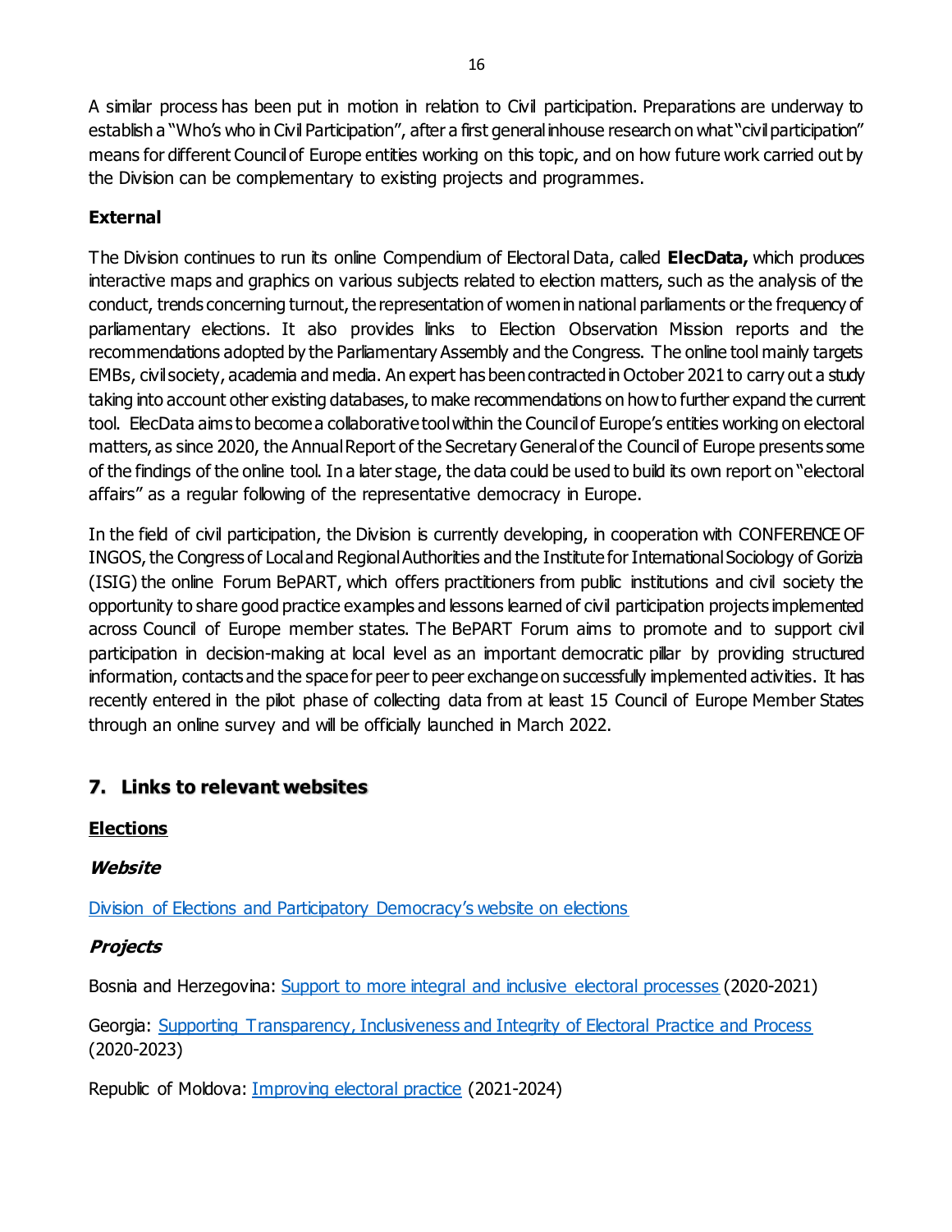A similar process has been put in motion in relation to Civil participation. Preparations are underway to establish a "Who's who in Civil Participation", after a first general inhouse research on what "civil participation" means for different Council of Europe entities working on this topic, and on how future work carried out by the Division can be complementary to existing projects and programmes.

**External**

The Division continues to run its online Compendium of Electoral Data, called **ElecData,** which produces interactive maps and graphics on various subjects related to election matters, such as the analysis of the conduct, trends concerning turnout, the representation of women in national parliaments or the frequency of parliamentary elections. It also provides links to Election Observation Mission reports and the recommendations adopted by the Parliamentary Assembly and the Congress. The online tool mainly targets EMBs, civil society, academia and media. An expert has been contracted in October 2021 to carry out a study taking into account other existing databases, to make recommendations on how to further expand the current tool. ElecData aims to become a collaborative tool within the Council of Europe's entities working on electoral matters, as since 2020, the Annual Report of the Secretary General of the Council of Europe presents some of the findings of the online tool. In a later stage, the data could be used to build its own report on "electoral affairs" as a regular following of the representative democracy in Europe.

In the field of civil participation, the Division is currently developing, in cooperation with CONFERENCE OF INGOS, the Congress of Local and Regional Authorities and the Institute for International Sociology of Gorizia (ISIG) the online Forum BePART, which offers practitioners from public institutions and civil society the opportunity to share good practice examples and lessons learned of civil participation projects implemented across Council of Europe member states. The BePART Forum aims to promote and to support civil participation in decision-making at local level as an important democratic pillar by providing structured information, contacts and the space for peer to peer exchange on successfully implemented activities. It has recently entered in the pilot phase of collecting data from at least 15 Council of Europe Member States through an online survey and will be officially launched in March 2022.

## 7. Links to relevant websites

**Elections**

***Website***

Division of Elections and Participatory Democracy's website on elections

***Projects***

Bosnia and Herzegovina: Support to more integral and inclusive electoral processes (2020-2021)

Georgia: Supporting Transparency, Inclusiveness and Integrity of Electoral Practice and Process (2020-2023)

Republic of Moldova: Improving electoral practice (2021-2024)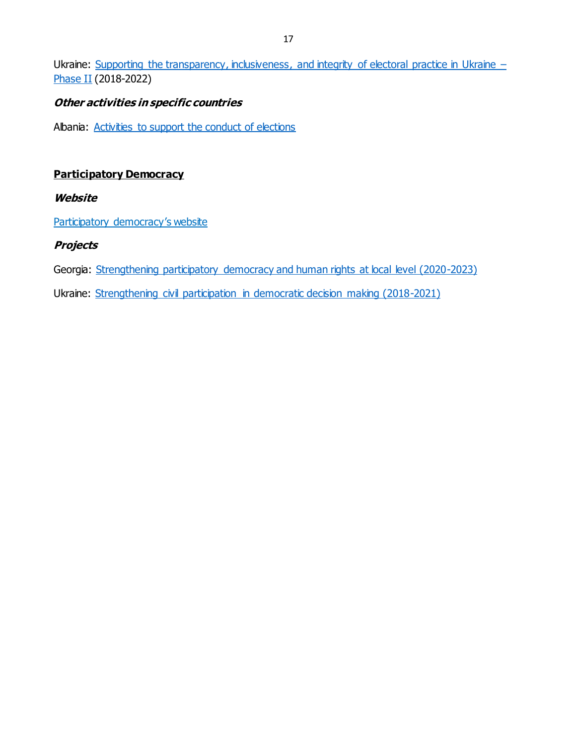Ukraine: Supporting the transparency, inclusiveness, and integrity of electoral practice in Ukraine – Phase II (2018-2022)

### *Other activities in specific countries*

Albania: Activities to support the conduct of elections

## Participatory Democracy

### *Website*

Participatory democracy's website

### *Projects*

Georgia: Strengthening participatory democracy and human rights at local level (2020-2023)

Ukraine: Strengthening civil participation in democratic decision making (2018-2021)